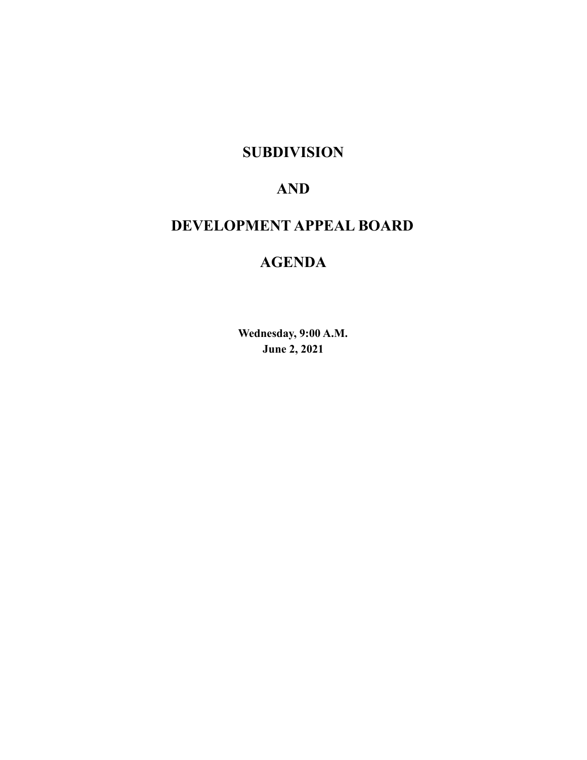# SUBDIVISION

# AND

# DEVELOPMENT APPEAL BOARD

# AGENDA

**Wednesday, 9:00 A.M.**
**June 2, 2021**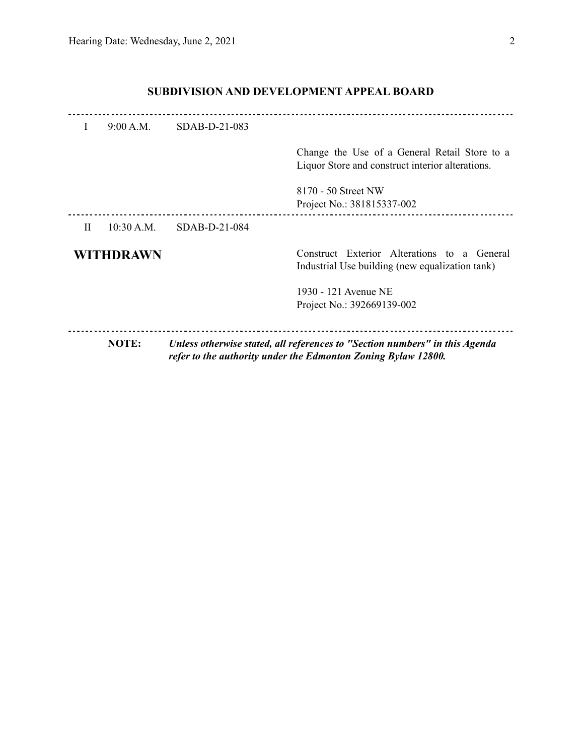## SUBDIVISION AND DEVELOPMENT APPEAL BOARD

---

I 9:00 A.M. SDAB-D-21-083

Change the Use of a General Retail Store to a Liquor Store and construct interior alterations.

8170 - 50 Street NW
Project No.: 381815337-002

---

II 10:30 A.M. SDAB-D-21-084

**WITHDRAWN**

Construct Exterior Alterations to a General Industrial Use building (new equalization tank)

1930 - 121 Avenue NE
Project No.: 392669139-002

---

**NOTE:** ***Unless otherwise stated, all references to "Section numbers" in this Agenda refer to the authority under the Edmonton Zoning Bylaw 12800.***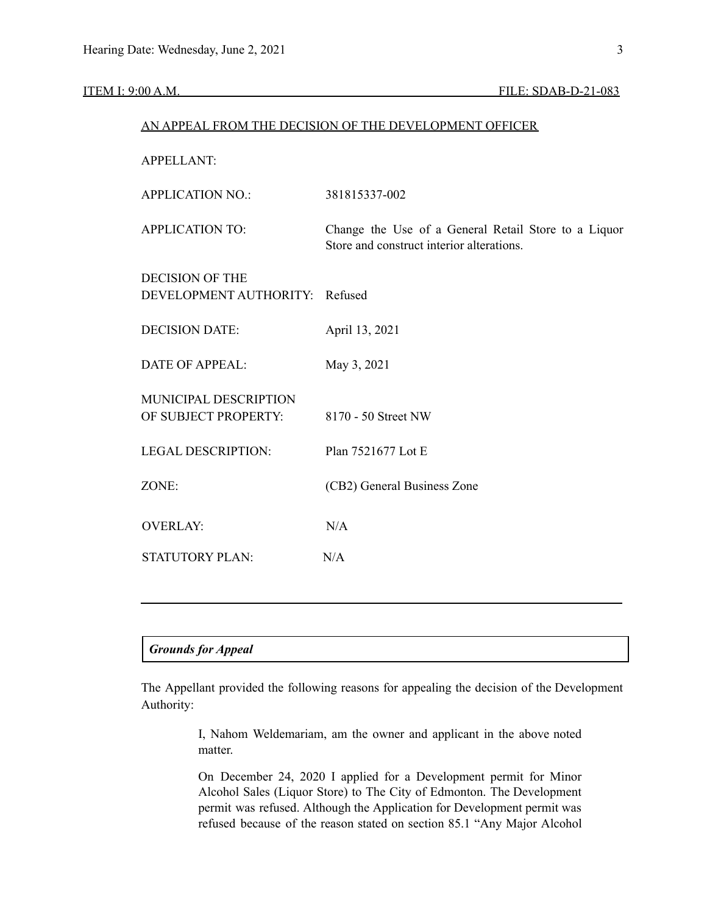ITEM I: 9:00 A.M. FILE: SDAB-D-21-083

AN APPEAL FROM THE DECISION OF THE DEVELOPMENT OFFICER

| | |
|---|---|
| APPELLANT: | |
| APPLICATION NO.: | 381815337-002 |
| APPLICATION TO: | Change the Use of a General Retail Store to a Liquor Store and construct interior alterations. |
| DECISION OF THE DEVELOPMENT AUTHORITY: | Refused |
| DECISION DATE: | April 13, 2021 |
| DATE OF APPEAL: | May 3, 2021 |
| MUNICIPAL DESCRIPTION OF SUBJECT PROPERTY: | 8170 - 50 Street NW |
| LEGAL DESCRIPTION: | Plan 7521677 Lot E |
| ZONE: | (CB2) General Business Zone |
| OVERLAY: | N/A |
| STATUTORY PLAN: | N/A |

---

***Grounds for Appeal***

The Appellant provided the following reasons for appealing the decision of the Development Authority:

> I, Nahom Weldemariam, am the owner and applicant in the above noted matter.
>
> On December 24, 2020 I applied for a Development permit for Minor Alcohol Sales (Liquor Store) to The City of Edmonton. The Development permit was refused. Although the Application for Development permit was refused because of the reason stated on section 85.1 "Any Major Alcohol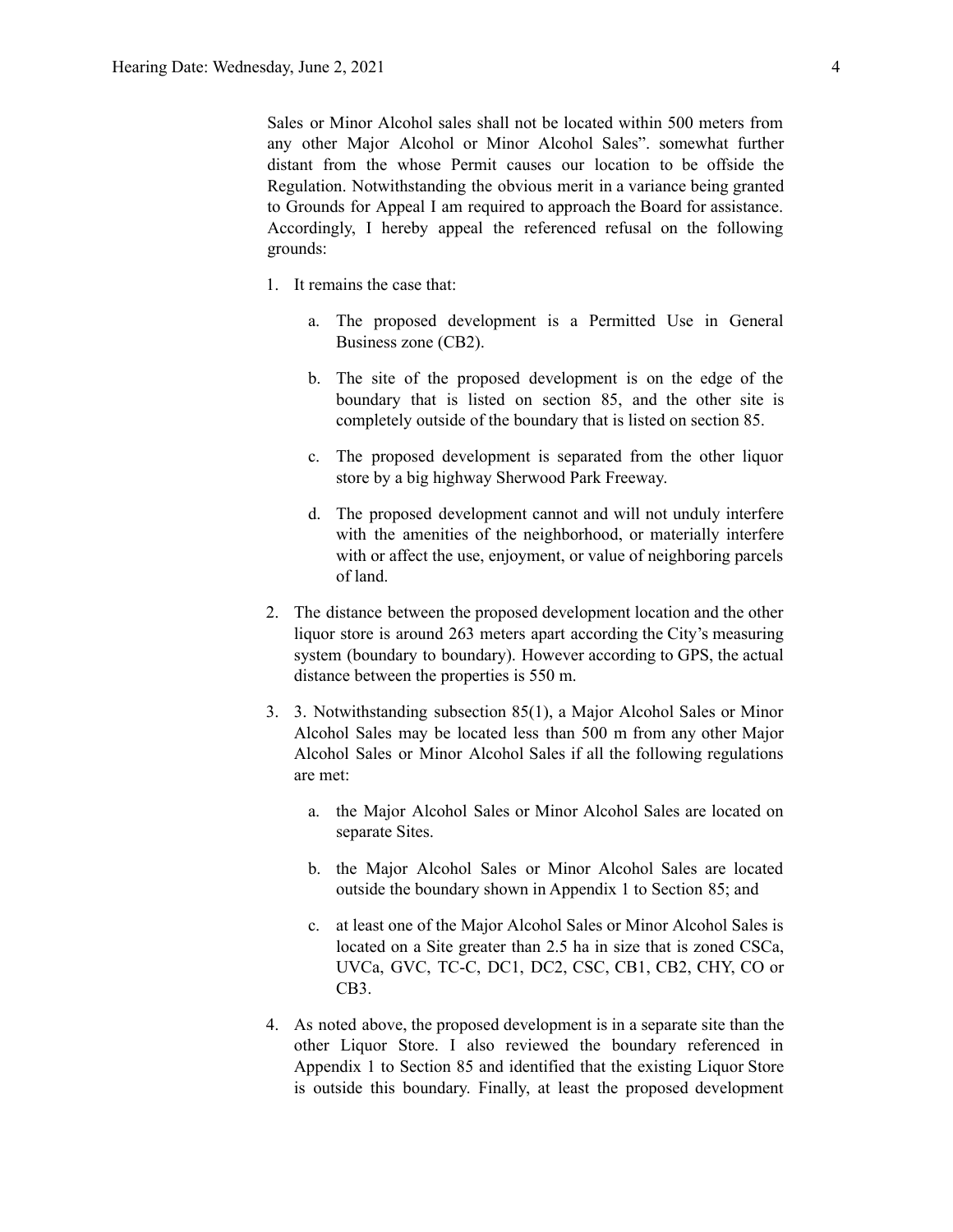Sales or Minor Alcohol sales shall not be located within 500 meters from any other Major Alcohol or Minor Alcohol Sales". somewhat further distant from the whose Permit causes our location to be offside the Regulation. Notwithstanding the obvious merit in a variance being granted to Grounds for Appeal I am required to approach the Board for assistance. Accordingly, I hereby appeal the referenced refusal on the following grounds:

1. It remains the case that:

    a. The proposed development is a Permitted Use in General Business zone (CB2).

    b. The site of the proposed development is on the edge of the boundary that is listed on section 85, and the other site is completely outside of the boundary that is listed on section 85.

    c. The proposed development is separated from the other liquor store by a big highway Sherwood Park Freeway.

    d. The proposed development cannot and will not unduly interfere with the amenities of the neighborhood, or materially interfere with or affect the use, enjoyment, or value of neighboring parcels of land.

2. The distance between the proposed development location and the other liquor store is around 263 meters apart according the City's measuring system (boundary to boundary). However according to GPS, the actual distance between the properties is 550 m.

3. 3. Notwithstanding subsection 85(1), a Major Alcohol Sales or Minor Alcohol Sales may be located less than 500 m from any other Major Alcohol Sales or Minor Alcohol Sales if all the following regulations are met:

    a. the Major Alcohol Sales or Minor Alcohol Sales are located on separate Sites.

    b. the Major Alcohol Sales or Minor Alcohol Sales are located outside the boundary shown in Appendix 1 to Section 85; and

    c. at least one of the Major Alcohol Sales or Minor Alcohol Sales is located on a Site greater than 2.5 ha in size that is zoned CSCa, UVCa, GVC, TC-C, DC1, DC2, CSC, CB1, CB2, CHY, CO or CB3.

4. As noted above, the proposed development is in a separate site than the other Liquor Store. I also reviewed the boundary referenced in Appendix 1 to Section 85 and identified that the existing Liquor Store is outside this boundary. Finally, at least the proposed development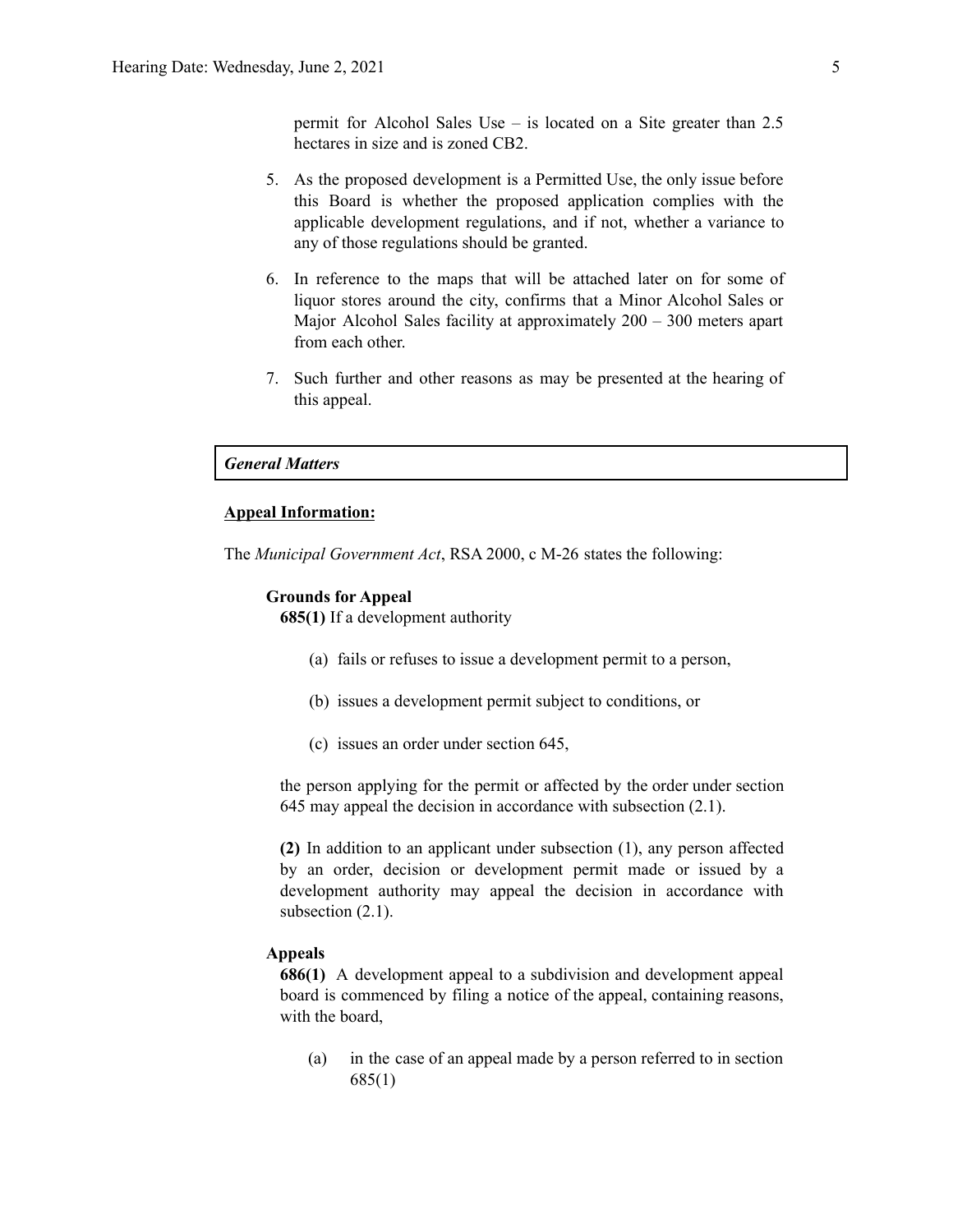permit for Alcohol Sales Use – is located on a Site greater than 2.5 hectares in size and is zoned CB2.

5. As the proposed development is a Permitted Use, the only issue before this Board is whether the proposed application complies with the applicable development regulations, and if not, whether a variance to any of those regulations should be granted.

6. In reference to the maps that will be attached later on for some of liquor stores around the city, confirms that a Minor Alcohol Sales or Major Alcohol Sales facility at approximately 200 – 300 meters apart from each other.

7. Such further and other reasons as may be presented at the hearing of this appeal.

***General Matters***

**Appeal Information:**

The *Municipal Government Act*, RSA 2000, c M-26 states the following:

**Grounds for Appeal**

**685(1)** If a development authority

(a) fails or refuses to issue a development permit to a person,

(b) issues a development permit subject to conditions, or

(c) issues an order under section 645,

the person applying for the permit or affected by the order under section 645 may appeal the decision in accordance with subsection (2.1).

**(2)** In addition to an applicant under subsection (1), any person affected by an order, decision or development permit made or issued by a development authority may appeal the decision in accordance with subsection (2.1).

**Appeals**

**686(1)** A development appeal to a subdivision and development appeal board is commenced by filing a notice of the appeal, containing reasons, with the board,

(a) in the case of an appeal made by a person referred to in section 685(1)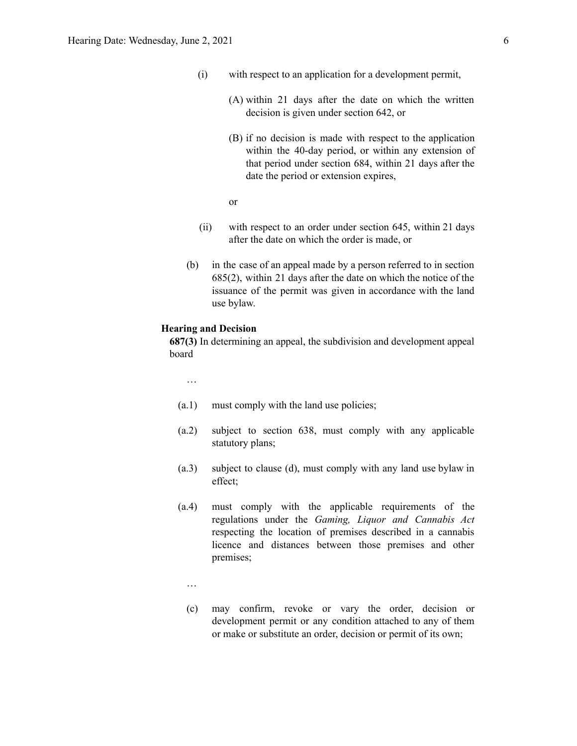(i) with respect to an application for a development permit,

(A) within 21 days after the date on which the written decision is given under section 642, or

(B) if no decision is made with respect to the application within the 40-day period, or within any extension of that period under section 684, within 21 days after the date the period or extension expires,

or

(ii) with respect to an order under section 645, within 21 days after the date on which the order is made, or

(b) in the case of an appeal made by a person referred to in section 685(2), within 21 days after the date on which the notice of the issuance of the permit was given in accordance with the land use bylaw.

**Hearing and Decision**

**687(3)** In determining an appeal, the subdivision and development appeal board

…

(a.1) must comply with the land use policies;

(a.2) subject to section 638, must comply with any applicable statutory plans;

(a.3) subject to clause (d), must comply with any land use bylaw in effect;

(a.4) must comply with the applicable requirements of the regulations under the *Gaming, Liquor and Cannabis Act* respecting the location of premises described in a cannabis licence and distances between those premises and other premises;

…

(c) may confirm, revoke or vary the order, decision or development permit or any condition attached to any of them or make or substitute an order, decision or permit of its own;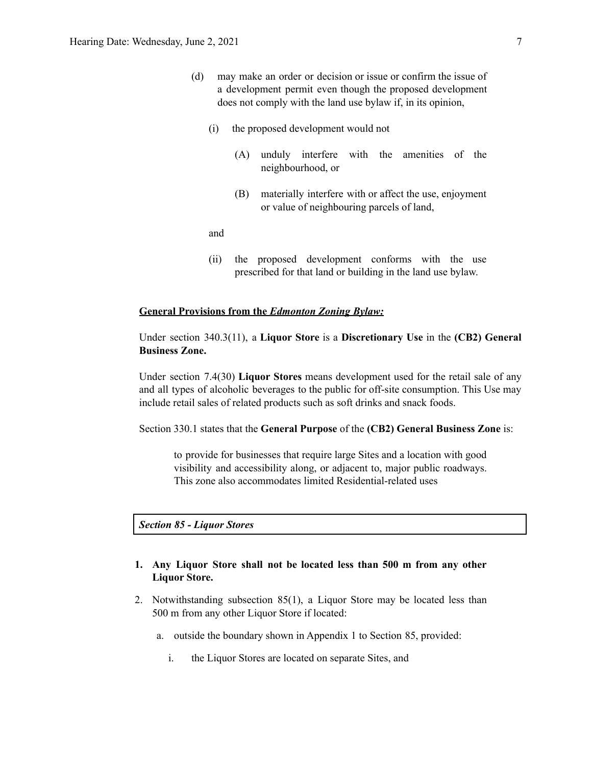(d) may make an order or decision or issue or confirm the issue of a development permit even though the proposed development does not comply with the land use bylaw if, in its opinion,

(i) the proposed development would not

(A) unduly interfere with the amenities of the neighbourhood, or

(B) materially interfere with or affect the use, enjoyment or value of neighbouring parcels of land,

and

(ii) the proposed development conforms with the use prescribed for that land or building in the land use bylaw.

**General Provisions from the *Edmonton Zoning Bylaw:***

Under section 340.3(11), a **Liquor Store** is a **Discretionary Use** in the **(CB2) General Business Zone.**

Under section 7.4(30) **Liquor Stores** means development used for the retail sale of any and all types of alcoholic beverages to the public for off-site consumption. This Use may include retail sales of related products such as soft drinks and snack foods.

Section 330.1 states that the **General Purpose** of the **(CB2) General Business Zone** is:

> to provide for businesses that require large Sites and a location with good visibility and accessibility along, or adjacent to, major public roadways. This zone also accommodates limited Residential-related uses

***Section 85 - Liquor Stores***

1. **Any Liquor Store shall not be located less than 500 m from any other Liquor Store.**
2. Notwithstanding subsection 85(1), a Liquor Store may be located less than 500 m from any other Liquor Store if located:
   a. outside the boundary shown in Appendix 1 to Section 85, provided:
      i. the Liquor Stores are located on separate Sites, and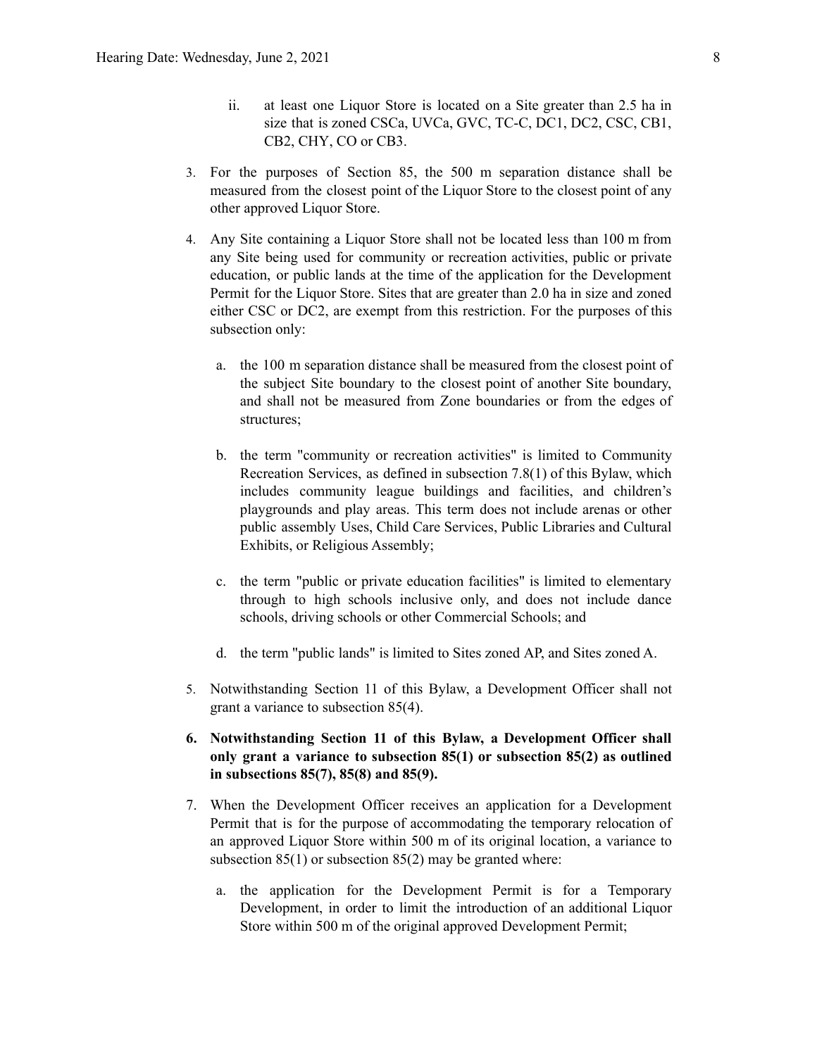ii. at least one Liquor Store is located on a Site greater than 2.5 ha in size that is zoned CSCa, UVCa, GVC, TC-C, DC1, DC2, CSC, CB1, CB2, CHY, CO or CB3.

3. For the purposes of Section 85, the 500 m separation distance shall be measured from the closest point of the Liquor Store to the closest point of any other approved Liquor Store.

4. Any Site containing a Liquor Store shall not be located less than 100 m from any Site being used for community or recreation activities, public or private education, or public lands at the time of the application for the Development Permit for the Liquor Store. Sites that are greater than 2.0 ha in size and zoned either CSC or DC2, are exempt from this restriction. For the purposes of this subsection only:

   a. the 100 m separation distance shall be measured from the closest point of the subject Site boundary to the closest point of another Site boundary, and shall not be measured from Zone boundaries or from the edges of structures;

   b. the term "community or recreation activities" is limited to Community Recreation Services, as defined in subsection 7.8(1) of this Bylaw, which includes community league buildings and facilities, and children's playgrounds and play areas. This term does not include arenas or other public assembly Uses, Child Care Services, Public Libraries and Cultural Exhibits, or Religious Assembly;

   c. the term "public or private education facilities" is limited to elementary through to high schools inclusive only, and does not include dance schools, driving schools or other Commercial Schools; and

   d. the term "public lands" is limited to Sites zoned AP, and Sites zoned A.

5. Notwithstanding Section 11 of this Bylaw, a Development Officer shall not grant a variance to subsection 85(4).

6. **Notwithstanding Section 11 of this Bylaw, a Development Officer shall only grant a variance to subsection 85(1) or subsection 85(2) as outlined in subsections 85(7), 85(8) and 85(9).**

7. When the Development Officer receives an application for a Development Permit that is for the purpose of accommodating the temporary relocation of an approved Liquor Store within 500 m of its original location, a variance to subsection 85(1) or subsection 85(2) may be granted where:

   a. the application for the Development Permit is for a Temporary Development, in order to limit the introduction of an additional Liquor Store within 500 m of the original approved Development Permit;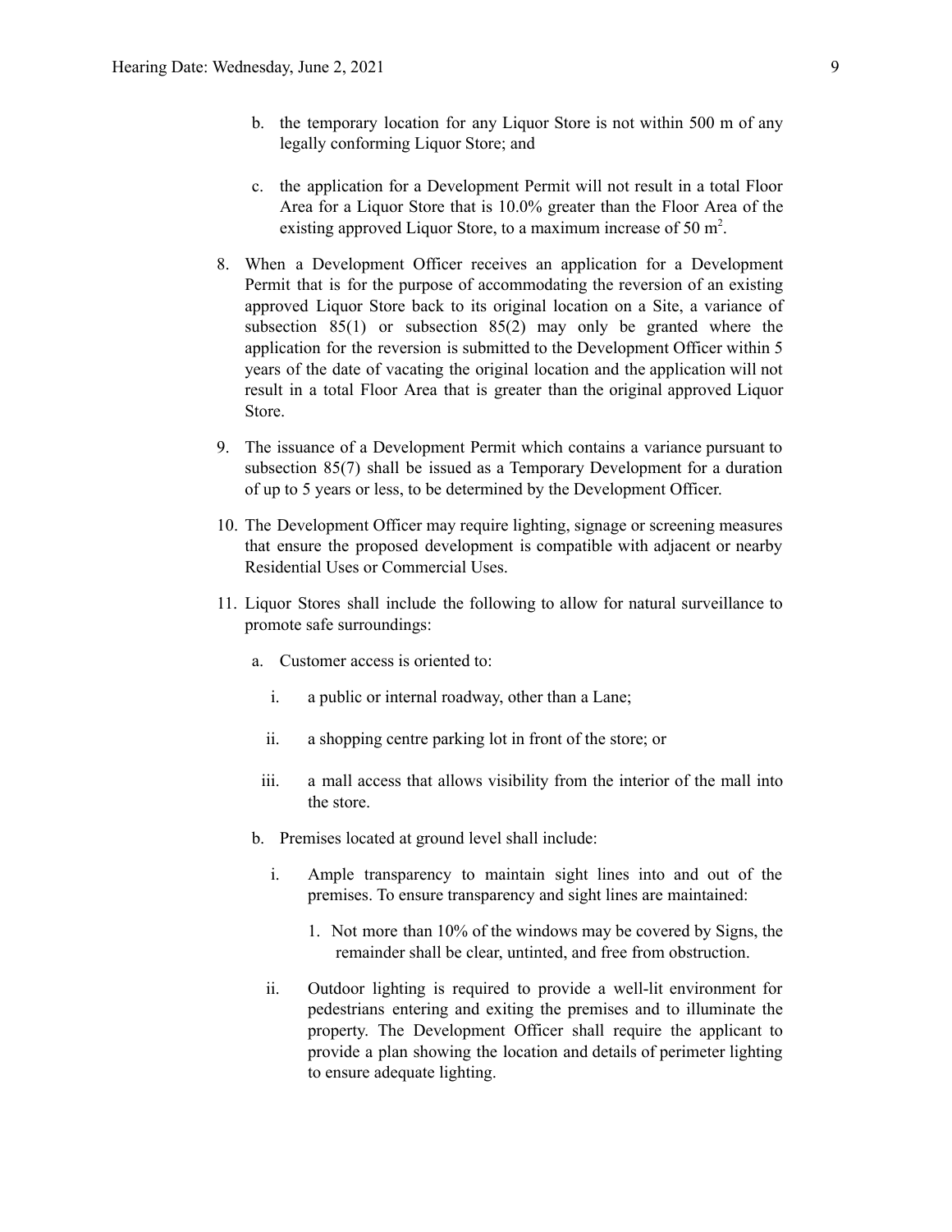b. the temporary location for any Liquor Store is not within 500 m of any legally conforming Liquor Store; and

c. the application for a Development Permit will not result in a total Floor Area for a Liquor Store that is 10.0% greater than the Floor Area of the existing approved Liquor Store, to a maximum increase of 50 $m^2$.

8. When a Development Officer receives an application for a Development Permit that is for the purpose of accommodating the reversion of an existing approved Liquor Store back to its original location on a Site, a variance of subsection 85(1) or subsection 85(2) may only be granted where the application for the reversion is submitted to the Development Officer within 5 years of the date of vacating the original location and the application will not result in a total Floor Area that is greater than the original approved Liquor Store.

9. The issuance of a Development Permit which contains a variance pursuant to subsection 85(7) shall be issued as a Temporary Development for a duration of up to 5 years or less, to be determined by the Development Officer.

10. The Development Officer may require lighting, signage or screening measures that ensure the proposed development is compatible with adjacent or nearby Residential Uses or Commercial Uses.

11. Liquor Stores shall include the following to allow for natural surveillance to promote safe surroundings:

    a. Customer access is oriented to:

        i. a public or internal roadway, other than a Lane;

        ii. a shopping centre parking lot in front of the store; or

        iii. a mall access that allows visibility from the interior of the mall into the store.

    b. Premises located at ground level shall include:

        i. Ample transparency to maintain sight lines into and out of the premises. To ensure transparency and sight lines are maintained:

            1. Not more than 10% of the windows may be covered by Signs, the remainder shall be clear, untinted, and free from obstruction.

        ii. Outdoor lighting is required to provide a well-lit environment for pedestrians entering and exiting the premises and to illuminate the property. The Development Officer shall require the applicant to provide a plan showing the location and details of perimeter lighting to ensure adequate lighting.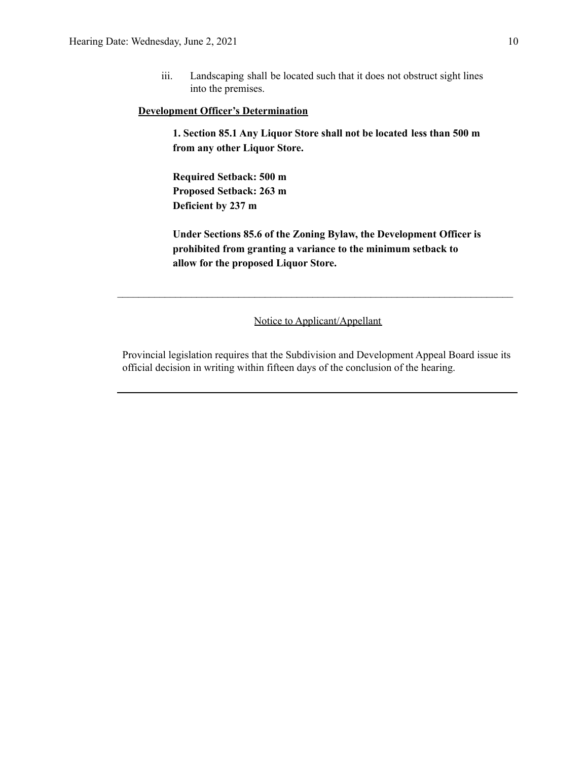iii. Landscaping shall be located such that it does not obstruct sight lines into the premises.

**Development Officer's Determination**

**1. Section 85.1 Any Liquor Store shall not be located less than 500 m from any other Liquor Store.**

**Required Setback: 500 m**
**Proposed Setback: 263 m**
**Deficient by 237 m**

**Under Sections 85.6 of the Zoning Bylaw, the Development Officer is prohibited from granting a variance to the minimum setback to allow for the proposed Liquor Store.**

---

Notice to Applicant/Appellant

Provincial legislation requires that the Subdivision and Development Appeal Board issue its official decision in writing within fifteen days of the conclusion of the hearing.

---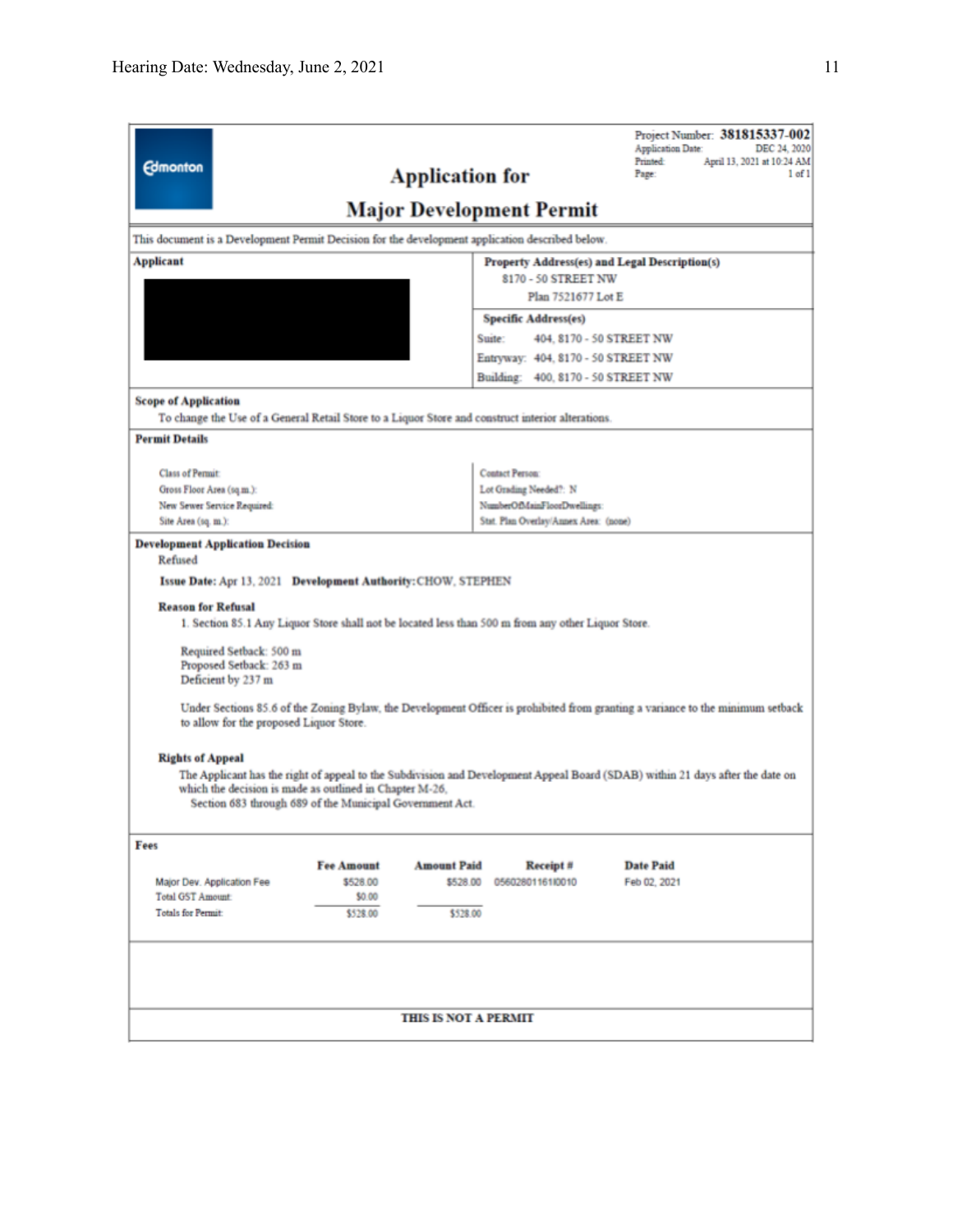**Edmonton**

# Application for Major Development Permit

Project Number: **381815337-002**
Application Date: DEC 24, 2020
Printed: April 13, 2021 at 10:24 AM
Page: 1 of 1

This document is a Development Permit Decision for the development application described below.

**Applicant**

**Property Address(es) and Legal Description(s)**
8170 - 50 STREET NW
Plan 7521677 Lot E

**Specific Address(es)**
Suite: 404, 8170 - 50 STREET NW
Entryway: 404, 8170 - 50 STREET NW
Building: 400, 8170 - 50 STREET NW

**Scope of Application**
To change the Use of a General Retail Store to a Liquor Store and construct interior alterations.

**Permit Details**

Class of Permit:
Gross Floor Area (sq.m.):
New Sewer Service Required:
Site Area (sq. m.):

Contact Person:
Lot Grading Needed?: N
NumberOfMainFloorDwellings:
Stat. Plan Overlay/Annex Area: (none)

**Development Application Decision**
Refused

**Issue Date:** Apr 13, 2021 **Development Authority:** CHOW, STEPHEN

**Reason for Refusal**

1. Section 85.1 Any Liquor Store shall not be located less than 500 m from any other Liquor Store.

   Required Setback: 500 m
   Proposed Setback: 263 m
   Deficient by 237 m

   Under Sections 85.6 of the Zoning Bylaw, the Development Officer is prohibited from granting a variance to the minimum setback to allow for the proposed Liquor Store.

**Rights of Appeal**
The Applicant has the right of appeal to the Subdivision and Development Appeal Board (SDAB) within 21 days after the date on which the decision is made as outlined in Chapter M-26, Section 683 through 689 of the Municipal Government Act.

**Fees**

| | Fee Amount | Amount Paid | Receipt # | Date Paid |
|---|---|---|---|---|
| Major Dev. Application Fee | $528.00 | $528.00 | 05602801161I0010 | Feb 02, 2021 |
| Total GST Amount: | $0.00 | | | |
| Totals for Permit: | $528.00 | $528.00 | | |

**THIS IS NOT A PERMIT**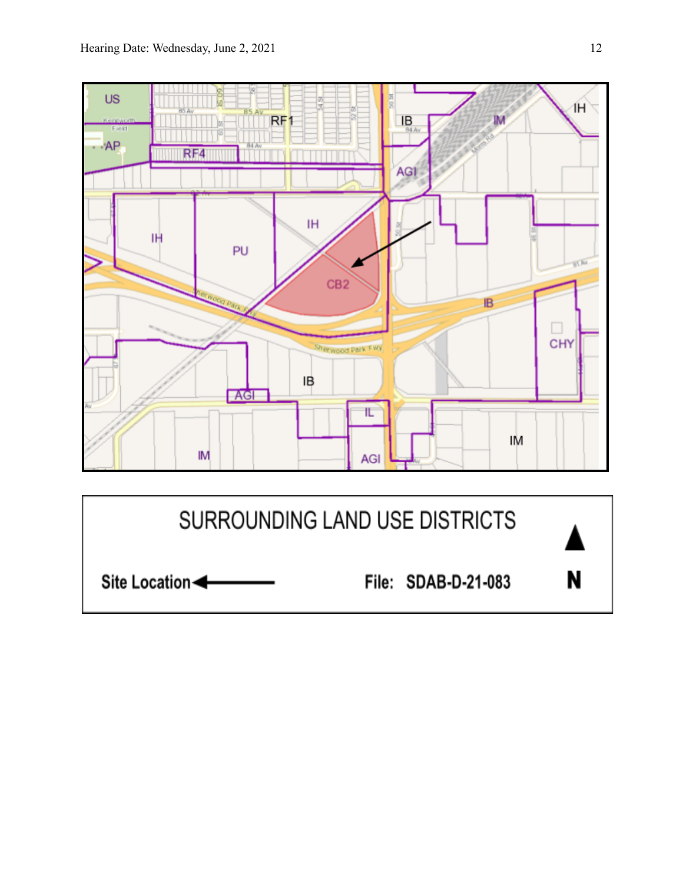US

Kenilworth Field

AP

RF4

RF1

85 Av

84 Av

IB

IM

IH

AGI

IH

PU

IH

CB2

Sherwood Park Fwy

IB

CHY

IB

AGI

IL

AGI

IM

IM

SURROUNDING LAND USE DISTRICTS

Site Location ←

File: SDAB-D-21-083

N